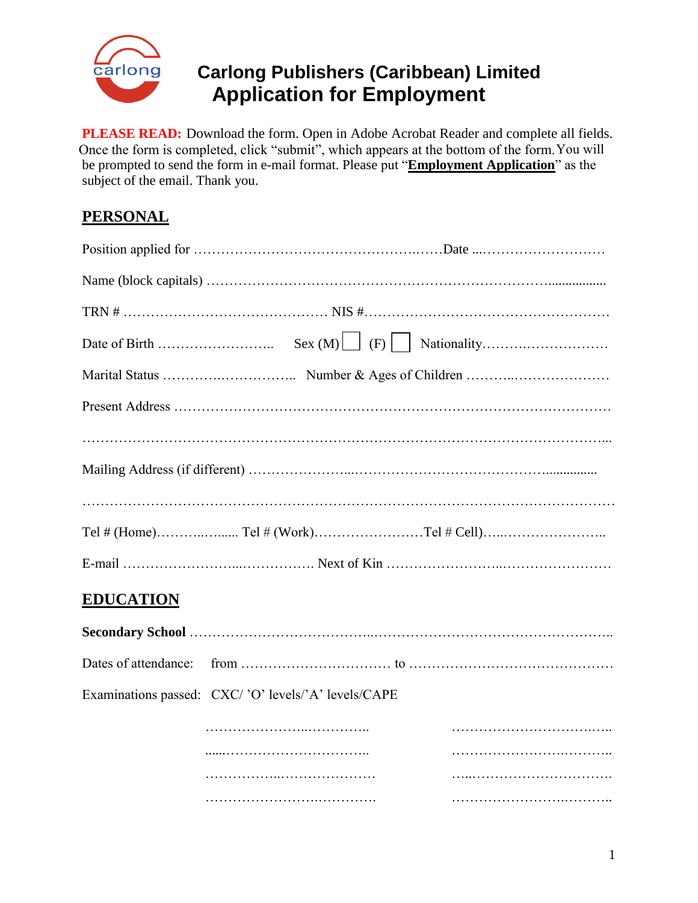carlong

# Carlong Publishers (Caribbean) Limited
## Application for Employment

**PLEASE READ:** Download the form. Open in Adobe Acrobat Reader and complete all fields. Once the form is completed, click "submit", which appears at the bottom of the form. You will be prompted to send the form in e-mail format. Please put "**Employment Application**" as the subject of the email. Thank you.

## PERSONAL

Position applied for ……………………………………………Date ……………………………

Name (block capitals) ……………………………………………………………………………

TRN # ……………………………………… NIS #………………………………………………

Date of Birth …………………….. Sex (M) ☐ (F) ☐ Nationality…………………………

Marital Status ……………………….. Number & Ages of Children …………………………

Present Address …………………………………………………………………………………

……………………………………………………………………………………………………

Mailing Address (if different) ……………………………………………………………………

……………………………………………………………………………………………………

Tel # (Home)……………. Tel # (Work)……………………Tel # Cell)………………………..

E-mail ……………………………………. Next of Kin ………………………………………

## EDUCATION

**Secondary School** ……………………………………………………………………………

Dates of attendance: from …………………………… to ………………………………………

Examinations passed: CXC/ 'O' levels/'A' levels/CAPE

……………………………… ………………………………

……………………………… ………………………………

……………………………… ………………………………

……………………………… ………………………………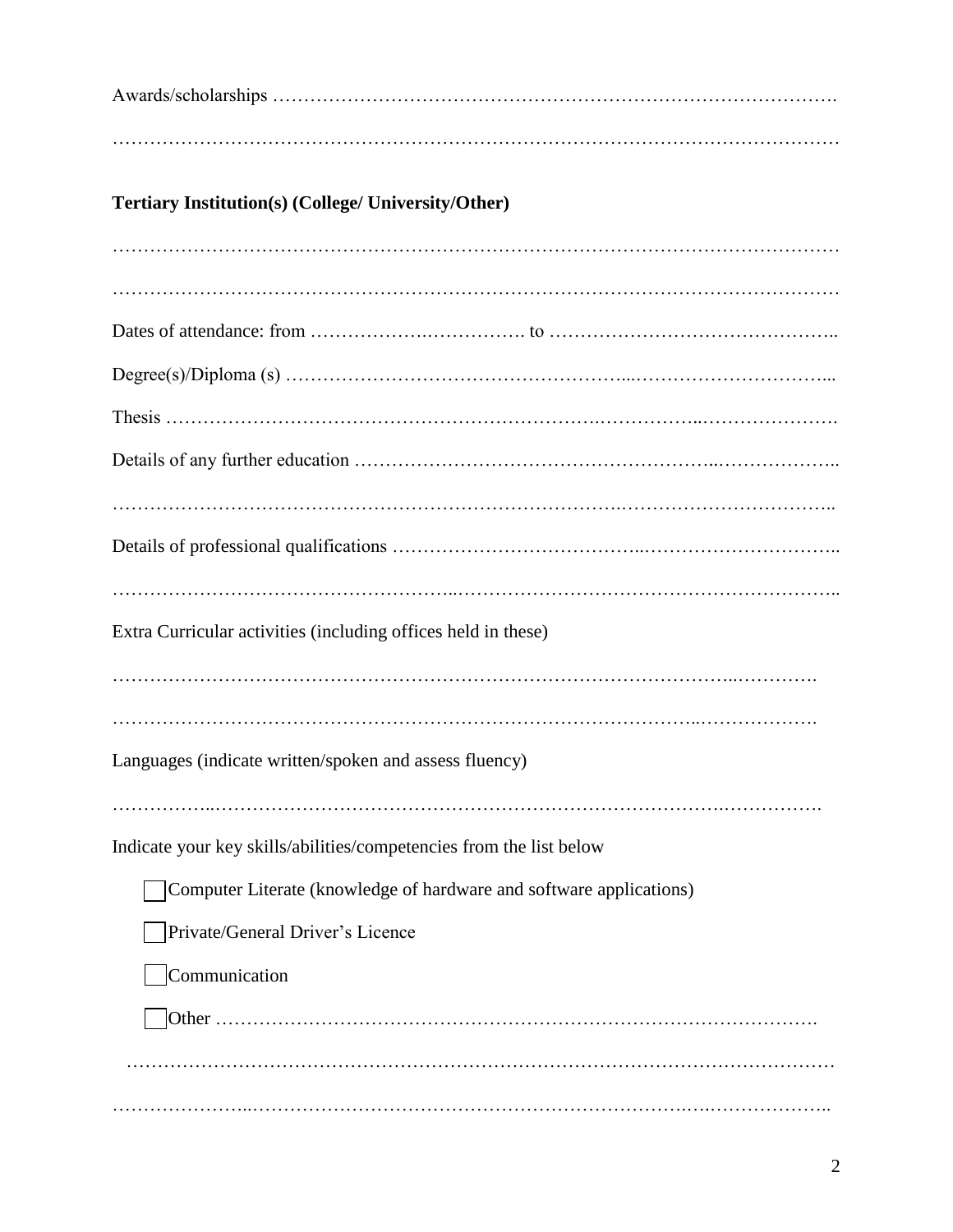Awards/scholarships …………………………………………………………………………….

…………………………………………………………………………………………………

**Tertiary Institution(s) (College/ University/Other)**

…………………………………………………………………………………………………

…………………………………………………………………………………………………

Dates of attendance: from ……………….……………. to ……………………………………..

Degree(s)/Diploma (s) …………………………………………...…………………………...

Thesis ……………………………………………………….……………..………………….

Details of any further education ……………………………………………..………………..

………………………………………………………………………………………………..

Details of professional qualifications ………………………………..…………………………..

……………………………………………..……………………………………………………..

Extra Curricular activities (including offices held in these)

…………………………………………………………………………………..………….

……………………………………………………………………………..……………….

Languages (indicate written/spoken and assess fluency)

……………..…………………………………………………………………………….

Indicate your key skills/abilities/competencies from the list below

- [ ] Computer Literate (knowledge of hardware and software applications)
- [ ] Private/General Driver's Licence
- [ ] Communication
- [ ] Other ………………………………………………………………………………….

…………………………………………………………………………………………………

…………………..……………………………………………………….………………..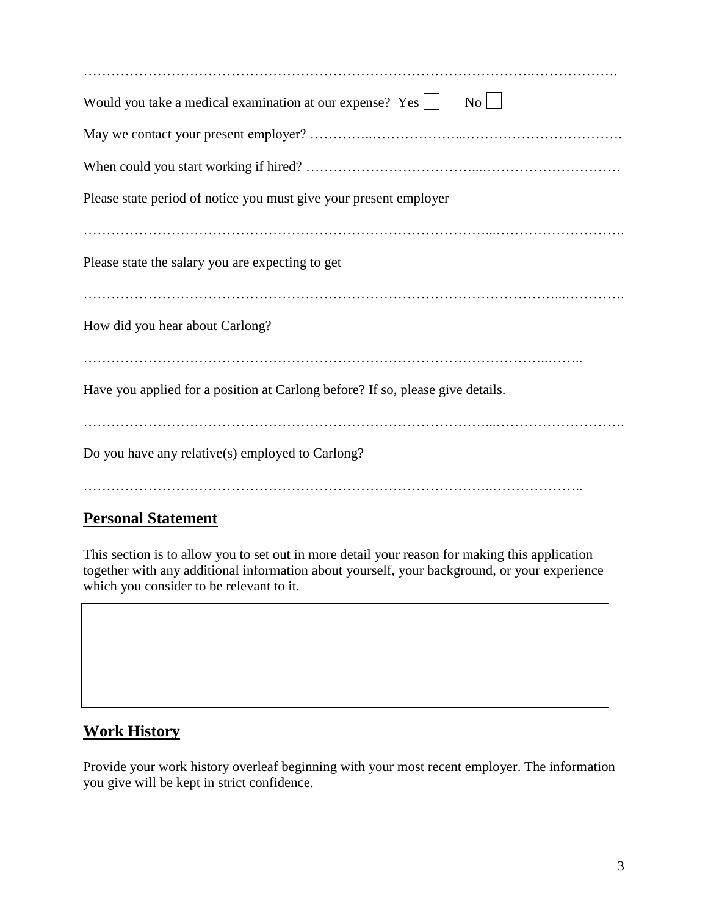…………………………………………………………………………………………….……………….

Would you take a medical examination at our expense? Yes ☐ No ☐

May we contact your present employer? …………..………………...…………………………….

When could you start working if hired? ………………………………...…………………………

Please state period of notice you must give your present employer

…………………………………………………………………………...……………………….

Please state the salary you are expecting to get

……………………………………………………………………………………………...………….

How did you hear about Carlong?

…………………………………………………………………………………………..……..

Have you applied for a position at Carlong before? If so, please give details.

…………………………………………………………………………...……………………….

Do you have any relative(s) employed to Carlong?

……………………………………………………………………………..………………..

## Personal Statement

This section is to allow you to set out in more detail your reason for making this application together with any additional information about yourself, your background, or your experience which you consider to be relevant to it.

|  |
|---|
|  |

## Work History

Provide your work history overleaf beginning with your most recent employer. The information you give will be kept in strict confidence.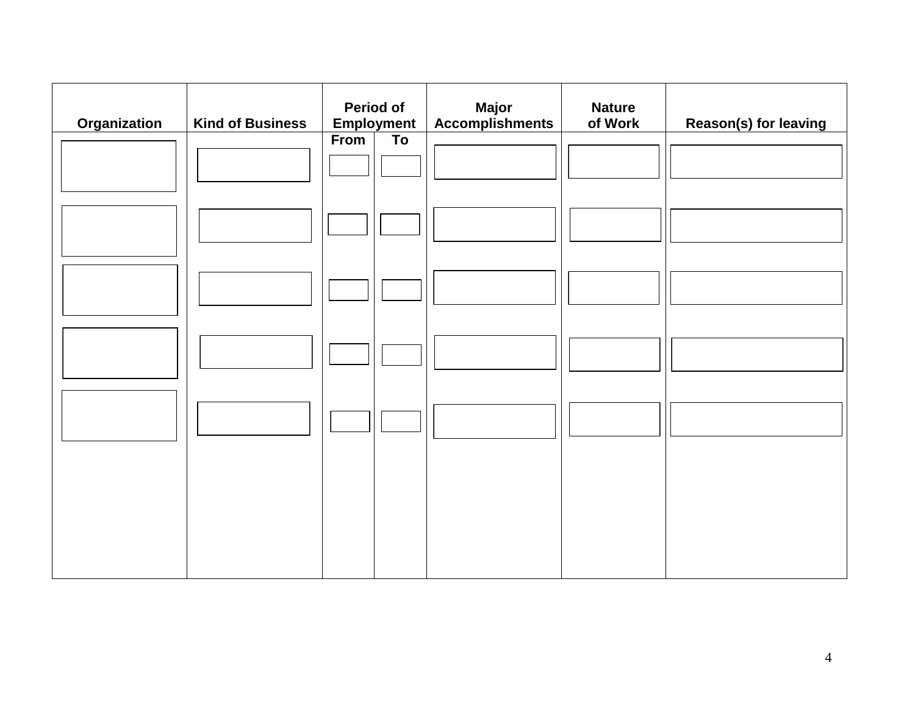| Organization | Kind of Business | Period of Employment | | Major Accomplishments | Nature of Work | Reason(s) for leaving |
|---|---|---|---|---|---|---|
| | | From | To | | | |
| | | | | | | |
| | | | | | | |
| | | | | | | |
| | | | | | | |
| | | | | | | |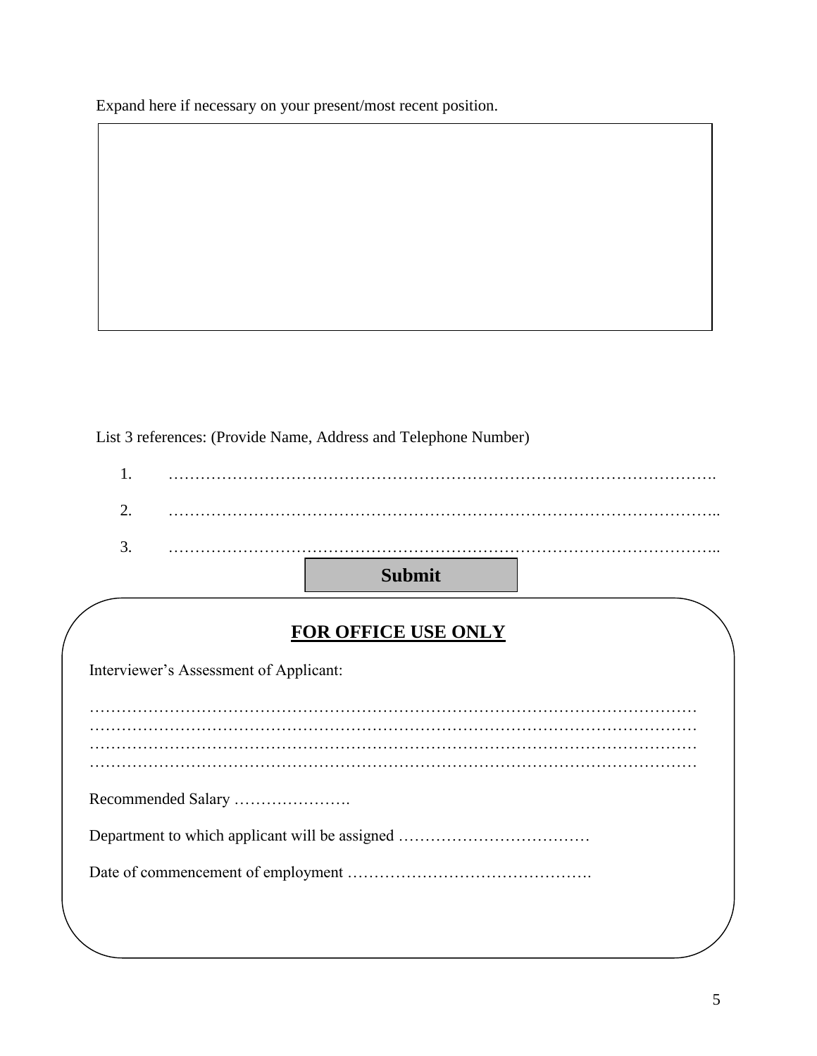Expand here if necessary on your present/most recent position.

List 3 references: (Provide Name, Address and Telephone Number)

1. ……………………………………………………………………………………….
2. ………………………………………………………………………………………..
3. ………………………………………………………………………………………..

**Submit**

## **FOR OFFICE USE ONLY**

Interviewer's Assessment of Applicant:

…………………………………………………………………………………………………
…………………………………………………………………………………………………
…………………………………………………………………………………………………
…………………………………………………………………………………………………

Recommended Salary ………………….

Department to which applicant will be assigned ………………………………

Date of commencement of employment ……………………………………….